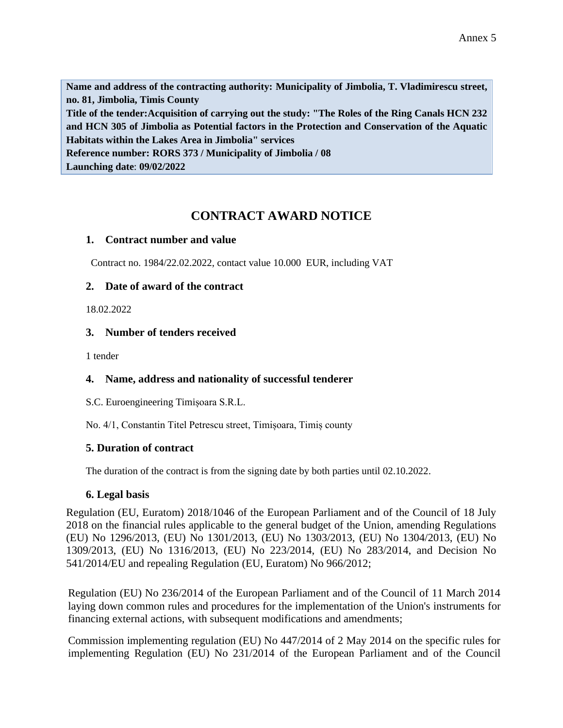Annex 5

**Name and address of the contracting authority: Municipality of Jimbolia, T. Vladimirescu street, no. 81, Jimbolia, Timis County**
**Title of the tender:Acquisition of carrying out the study: "The Roles of the Ring Canals HCN 232 and HCN 305 of Jimbolia as Potential factors in the Protection and Conservation of the Aquatic Habitats within the Lakes Area in Jimbolia" services**
**Reference number: RORS 373 / Municipality of Jimbolia / 08**
**Launching date**: **09/02/2022**

# CONTRACT AWARD NOTICE

### 1. Contract number and value

Contract no. 1984/22.02.2022, contact value 10.000 EUR, including VAT

### 2. Date of award of the contract

18.02.2022

### 3. Number of tenders received

1 tender

### 4. Name, address and nationality of successful tenderer

S.C. Euroengineering Timișoara S.R.L.

No. 4/1, Constantin Titel Petrescu street, Timișoara, Timiș county

### 5. Duration of contract

The duration of the contract is from the signing date by both parties until 02.10.2022.

### 6. Legal basis

Regulation (EU, Euratom) 2018/1046 of the European Parliament and of the Council of 18 July 2018 on the financial rules applicable to the general budget of the Union, amending Regulations (EU) No 1296/2013, (EU) No 1301/2013, (EU) No 1303/2013, (EU) No 1304/2013, (EU) No 1309/2013, (EU) No 1316/2013, (EU) No 223/2014, (EU) No 283/2014, and Decision No 541/2014/EU and repealing Regulation (EU, Euratom) No 966/2012;

Regulation (EU) No 236/2014 of the European Parliament and of the Council of 11 March 2014 laying down common rules and procedures for the implementation of the Union's instruments for financing external actions, with subsequent modifications and amendments;

Commission implementing regulation (EU) No 447/2014 of 2 May 2014 on the specific rules for implementing Regulation (EU) No 231/2014 of the European Parliament and of the Council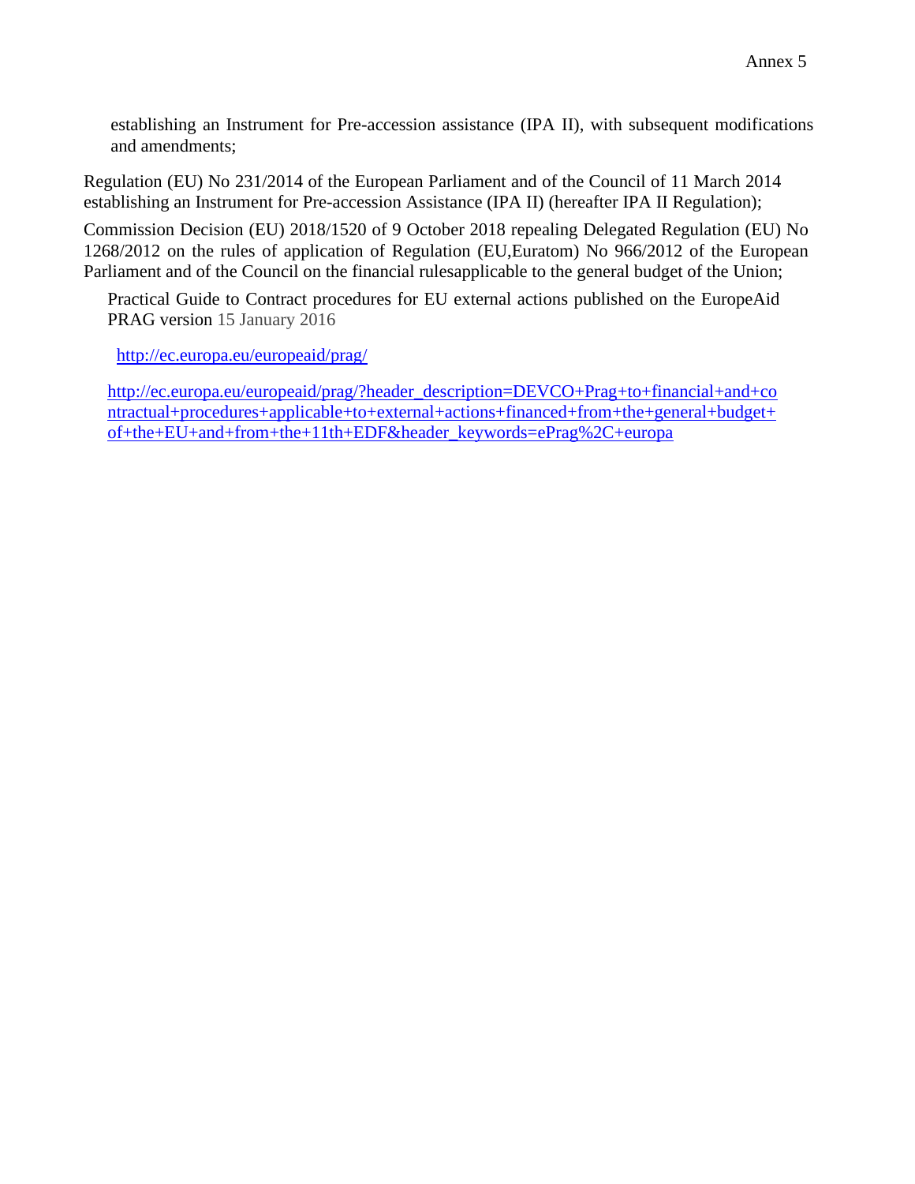establishing an Instrument for Pre-accession assistance (IPA II), with subsequent modifications and amendments;

Regulation (EU) No 231/2014 of the European Parliament and of the Council of 11 March 2014 establishing an Instrument for Pre-accession Assistance (IPA II) (hereafter IPA II Regulation);

Commission Decision (EU) 2018/1520 of 9 October 2018 repealing Delegated Regulation (EU) No 1268/2012 on the rules of application of Regulation (EU,Euratom) No 966/2012 of the European Parliament and of the Council on the financial rulesapplicable to the general budget of the Union;

Practical Guide to Contract procedures for EU external actions published on the EuropeAid PRAG version 15 January 2016

http://ec.europa.eu/europeaid/prag/

http://ec.europa.eu/europeaid/prag/?header_description=DEVCO+Prag+to+financial+and+contractual+procedures+applicable+to+external+actions+financed+from+the+general+budget+of+the+EU+and+from+the+11th+EDF&header_keywords=ePrag%2C+europa